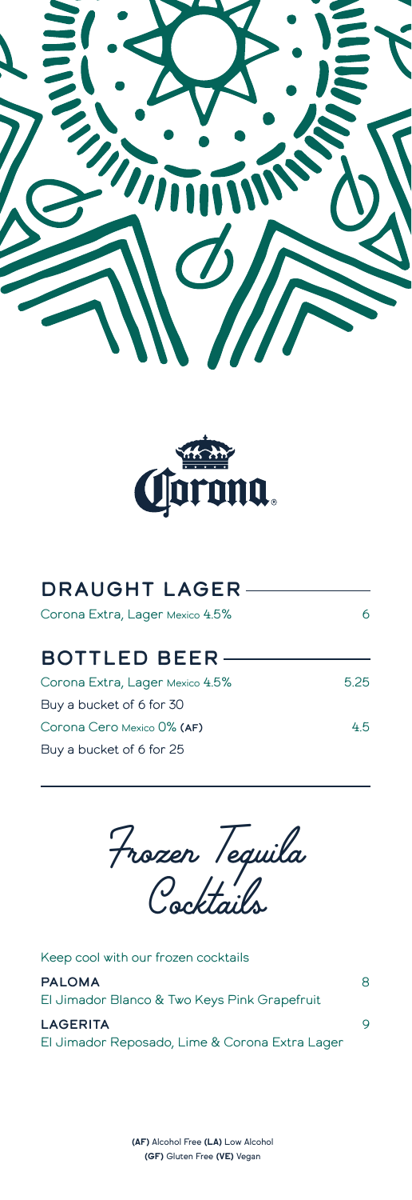Corona.

## DRAUGHT LAGER

| | |
|---|---|
| Corona Extra, Lager Mexico 4.5% | 6 |

## BOTTLED BEER

| | |
|---|---|
| Corona Extra, Lager Mexico 4.5% | 5.25 |
| Buy a bucket of 6 for 30 | |
| Corona Cero Mexico 0% **(AF)** | 4.5 |
| Buy a bucket of 6 for 25 | |

## Frozen Tequila Cocktails

Keep cool with our frozen cocktails

**PALOMA** — 8
El Jimador Blanco & Two Keys Pink Grapefruit

**LAGERITA** — 9
El Jimador Reposado, Lime & Corona Extra Lager

**(AF)** Alcohol Free **(LA)** Low Alcohol
**(GF)** Gluten Free **(VE)** Vegan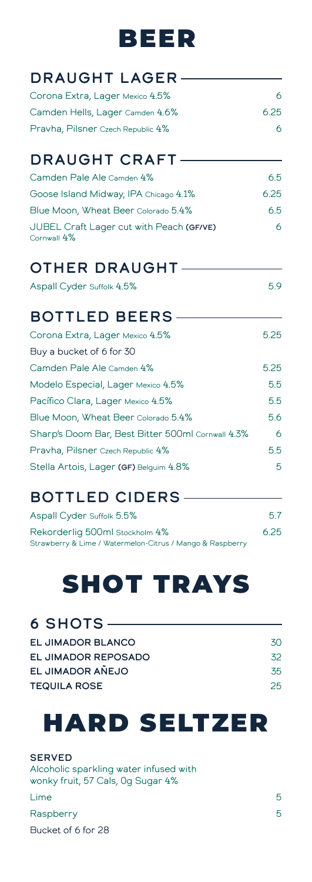# BEER

## DRAUGHT LAGER

| | |
|---|---|
| Corona Extra, Lager Mexico 4.5% | 6 |
| Camden Hells, Lager Camden 4.6% | 6.25 |
| Pravha, Pilsner Czech Republic 4% | 6 |

## DRAUGHT CRAFT

| | |
|---|---|
| Camden Pale Ale Camden 4% | 6.5 |
| Goose Island Midway, IPA Chicago 4.1% | 6.25 |
| Blue Moon, Wheat Beer Colorado 5.4% | 6.5 |
| JUBEL Craft Lager cut with Peach (GF/VE) Cornwall 4% | 6 |

## OTHER DRAUGHT

| | |
|---|---|
| Aspall Cyder Suffolk 4.5% | 5.9 |

## BOTTLED BEERS

| | |
|---|---|
| Corona Extra, Lager Mexico 4.5% | 5.25 |
| Buy a bucket of 6 for 30 | |
| Camden Pale Ale Camden 4% | 5.25 |
| Modelo Especial, Lager Mexico 4.5% | 5.5 |
| Pacífico Clara, Lager Mexico 4.5% | 5.5 |
| Blue Moon, Wheat Beer Colorado 5.4% | 5.6 |
| Sharp's Doom Bar, Best Bitter 500ml Cornwall 4.3% | 6 |
| Pravha, Pilsner Czech Republic 4% | 5.5 |
| Stella Artois, Lager (GF) Belguim 4.8% | 5 |

## BOTTLED CIDERS

| | |
|---|---|
| Aspall Cyder Suffolk 5.5% | 5.7 |
| Rekorderlig 500ml Stockholm 4%<br>Strawberry & Lime / Watermelon-Citrus / Mango & Raspberry | 6.25 |

# SHOT TRAYS

## 6 SHOTS

| | |
|---|---|
| **EL JIMADOR BLANCO** | 30 |
| **EL JIMADOR REPOSADO** | 32 |
| **EL JIMADOR AÑEJO** | 35 |
| **TEQUILA ROSE** | 25 |

# HARD SELTZER

**SERVED**
Alcoholic sparkling water infused with wonky fruit, 57 Cals, 0g Sugar 4%

| | |
|---|---|
| Lime | 5 |
| Raspberry | 5 |
| Bucket of 6 for 28 | |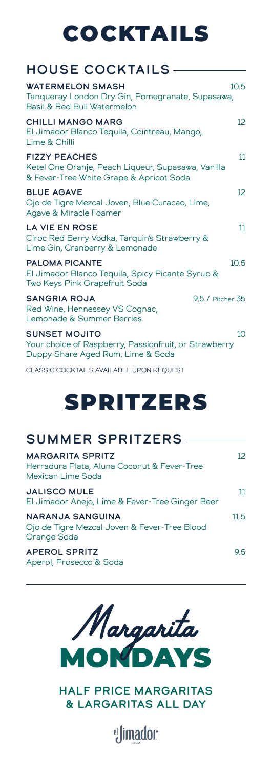# COCKTAILS

## HOUSE COCKTAILS

**WATERMELON SMASH** 10.5
Tanqueray London Dry Gin, Pomegranate, Supasawa, Basil & Red Bull Watermelon

**CHILLI MANGO MARG** 12
El Jimador Blanco Tequila, Cointreau, Mango, Lime & Chilli

**FIZZY PEACHES** 11
Ketel One Oranje, Peach Liqueur, Supasawa, Vanilla & Fever-Tree White Grape & Apricot Soda

**BLUE AGAVE** 12
Ojo de Tigre Mezcal Joven, Blue Curacao, Lime, Agave & Miracle Foamer

**LA VIE EN ROSE** 11
Ciroc Red Berry Vodka, Tarquin's Strawberry & Lime Gin, Cranberry & Lemonade

**PALOMA PICANTE** 10.5
El Jimador Blanco Tequila, Spicy Picante Syrup & Two Keys Pink Grapefruit Soda

**SANGRIA ROJA** 9.5 / Pitcher 35
Red Wine, Hennessey VS Cognac, Lemonade & Summer Berries

**SUNSET MOJITO** 10
Your choice of Raspberry, Passionfruit, or Strawberry Duppy Share Aged Rum, Lime & Soda

CLASSIC COCKTAILS AVAILABLE UPON REQUEST

# SPRITZERS

## SUMMER SPRITZERS

**MARGARITA SPRITZ** 12
Herradura Plata, Aluna Coconut & Fever-Tree Mexican Lime Soda

**JALISCO MULE** 11
El Jimador Anejo, Lime & Fever-Tree Ginger Beer

**NARANJA SANGUINA** 11.5
Ojo de Tigre Mezcal Joven & Fever-Tree Blood Orange Soda

**APEROL SPRITZ** 9.5
Aperol, Prosecco & Soda

## Margarita MONDAYS

**HALF PRICE MARGARITAS & LARGARITAS ALL DAY**

el Jimador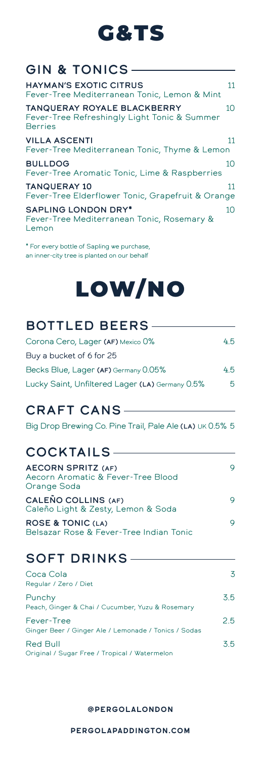# G&TS

## GIN & TONICS

**HAYMAN'S EXOTIC CITRUS** 11
Fever-Tree Mediterranean Tonic, Lemon & Mint

**TANQUERAY ROYALE BLACKBERRY** 10
Fever-Tree Refreshingly Light Tonic & Summer Berries

**VILLA ASCENTI** 11
Fever-Tree Mediterranean Tonic, Thyme & Lemon

**BULLDOG** 10
Fever-Tree Aromatic Tonic, Lime & Raspberries

**TANQUERAY 10** 11
Fever-Tree Elderflower Tonic, Grapefruit & Orange

**SAPLING LONDON DRY*** 10
Fever-Tree Mediterranean Tonic, Rosemary & Lemon

* For every bottle of Sapling we purchase, an inner-city tree is planted on our behalf

# LOW/NO

## BOTTLED BEERS

Corona Cero, Lager **(AF)** Mexico 0% 4.5

Buy a bucket of 6 for 25

Becks Blue, Lager **(AF)** Germany 0.05% 4.5

Lucky Saint, Unfiltered Lager **(LA)** Germany 0.5% 5

## CRAFT CANS

Big Drop Brewing Co. Pine Trail, Pale Ale **(LA)** UK 0.5% 5

## COCKTAILS

**AECORN SPRITZ (AF)** 9
Aecorn Aromatic & Fever-Tree Blood Orange Soda

**CALEÑO COLLINS (AF)** 9
Caleño Light & Zesty, Lemon & Soda

**ROSE & TONIC (LA)** 9
Belsazar Rose & Fever-Tree Indian Tonic

## SOFT DRINKS

Coca Cola 3
Regular / Zero / Diet

Punchy 3.5
Peach, Ginger & Chai / Cucumber, Yuzu & Rosemary

Fever-Tree 2.5
Ginger Beer / Ginger Ale / Lemonade / Tonics / Sodas

Red Bull 3.5
Original / Sugar Free / Tropical / Watermelon

**@PERGOLALONDON**

**PERGOLAPADDINGTON.COM**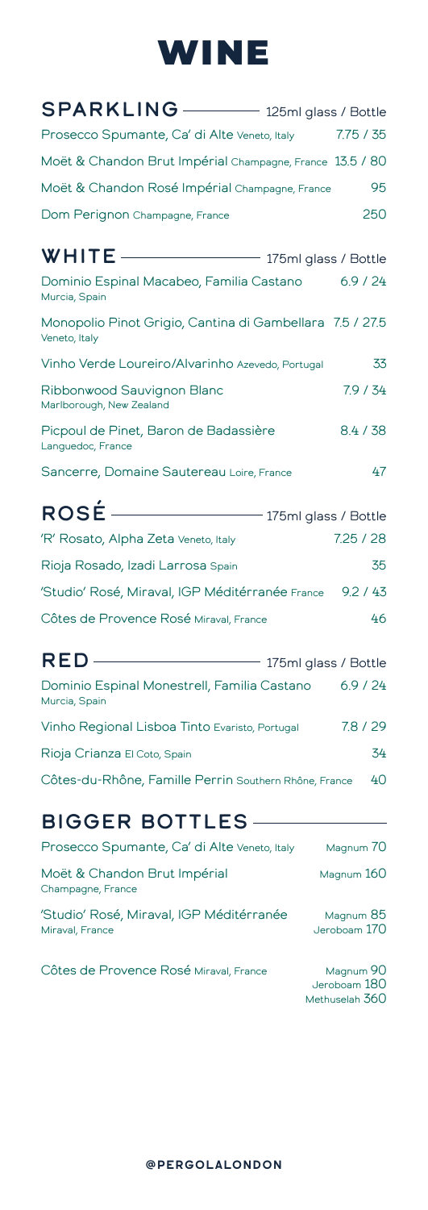# WINE

## SPARKLING

| | 125ml glass / Bottle |
|---|---|
| Prosecco Spumante, Ca' di Alte Veneto, Italy | 7.75 / 35 |
| Moët & Chandon Brut Impérial Champagne, France | 13.5 / 80 |
| Moët & Chandon Rosé Impérial Champagne, France | 95 |
| Dom Perignon Champagne, France | 250 |

## WHITE

| | 175ml glass / Bottle |
|---|---|
| Dominio Espinal Macabeo, Familia Castano Murcia, Spain | 6.9 / 24 |
| Monopolio Pinot Grigio, Cantina di Gambellara Veneto, Italy | 7.5 / 27.5 |
| Vinho Verde Loureiro/Alvarinho Azevedo, Portugal | 33 |
| Ribbonwood Sauvignon Blanc Marlborough, New Zealand | 7.9 / 34 |
| Picpoul de Pinet, Baron de Badassière Languedoc, France | 8.4 / 38 |
| Sancerre, Domaine Sautereau Loire, France | 47 |

## ROSÉ

| | 175ml glass / Bottle |
|---|---|
| 'R' Rosato, Alpha Zeta Veneto, Italy | 7.25 / 28 |
| Rioja Rosado, Izadi Larrosa Spain | 35 |
| 'Studio' Rosé, Miraval, IGP Méditérranée France | 9.2 / 43 |
| Côtes de Provence Rosé Miraval, France | 46 |

## RED

| | 175ml glass / Bottle |
|---|---|
| Dominio Espinal Monestrell, Familia Castano Murcia, Spain | 6.9 / 24 |
| Vinho Regional Lisboa Tinto Evaristo, Portugal | 7.8 / 29 |
| Rioja Crianza El Coto, Spain | 34 |
| Côtes-du-Rhône, Famille Perrin Southern Rhône, France | 40 |

## BIGGER BOTTLES

| | |
|---|---|
| Prosecco Spumante, Ca' di Alte Veneto, Italy | Magnum 70 |
| Moët & Chandon Brut Impérial Champagne, France | Magnum 160 |
| 'Studio' Rosé, Miraval, IGP Méditérranée Miraval, France | Magnum 85<br>Jeroboam 170 |
| Côtes de Provence Rosé Miraval, France | Magnum 90<br>Jeroboam 180<br>Methuselah 360 |

@PERGOLALONDON